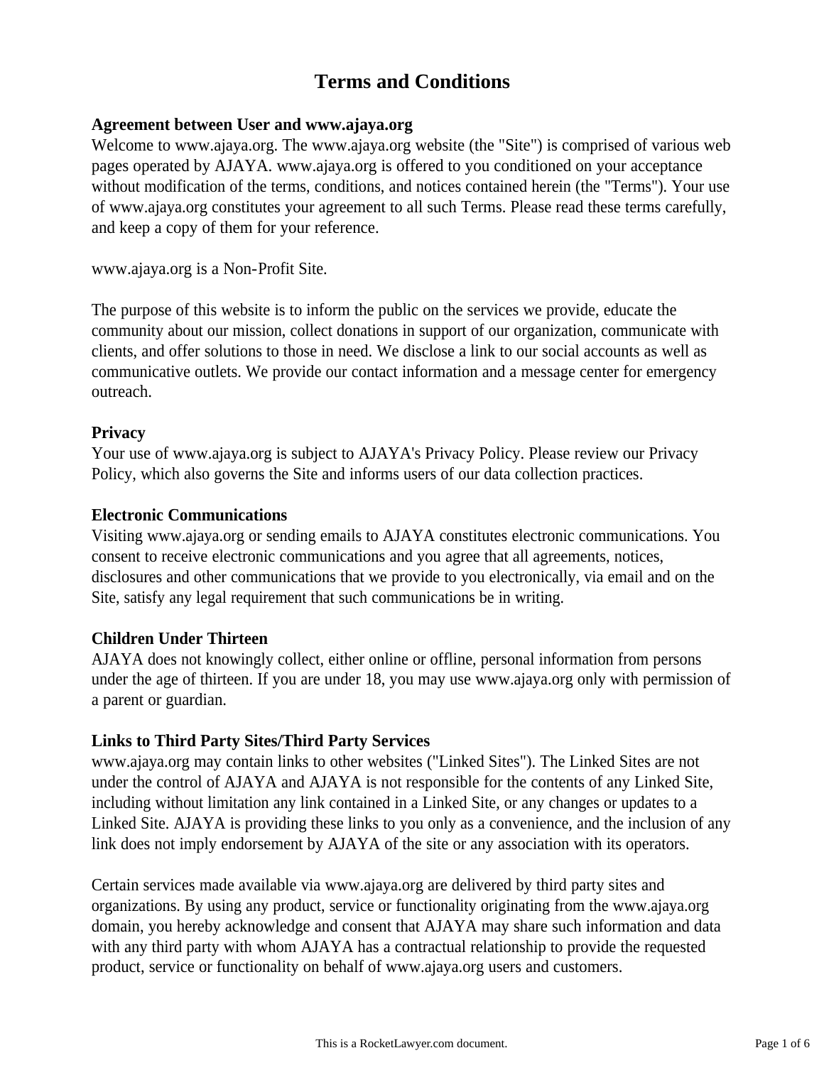# Terms and Conditions

## Agreement between User and www.ajaya.org

Welcome to www.ajaya.org. The www.ajaya.org website (the "Site") is comprised of various web pages operated by AJAYA. www.ajaya.org is offered to you conditioned on your acceptance without modification of the terms, conditions, and notices contained herein (the "Terms"). Your use of www.ajaya.org constitutes your agreement to all such Terms. Please read these terms carefully, and keep a copy of them for your reference.

www.ajaya.org is a Non-Profit Site.

The purpose of this website is to inform the public on the services we provide, educate the community about our mission, collect donations in support of our organization, communicate with clients, and offer solutions to those in need. We disclose a link to our social accounts as well as communicative outlets. We provide our contact information and a message center for emergency outreach.

## Privacy

Your use of www.ajaya.org is subject to AJAYA's Privacy Policy. Please review our Privacy Policy, which also governs the Site and informs users of our data collection practices.

## Electronic Communications

Visiting www.ajaya.org or sending emails to AJAYA constitutes electronic communications. You consent to receive electronic communications and you agree that all agreements, notices, disclosures and other communications that we provide to you electronically, via email and on the Site, satisfy any legal requirement that such communications be in writing.

## Children Under Thirteen

AJAYA does not knowingly collect, either online or offline, personal information from persons under the age of thirteen. If you are under 18, you may use www.ajaya.org only with permission of a parent or guardian.

## Links to Third Party Sites/Third Party Services

www.ajaya.org may contain links to other websites ("Linked Sites"). The Linked Sites are not under the control of AJAYA and AJAYA is not responsible for the contents of any Linked Site, including without limitation any link contained in a Linked Site, or any changes or updates to a Linked Site. AJAYA is providing these links to you only as a convenience, and the inclusion of any link does not imply endorsement by AJAYA of the site or any association with its operators.

Certain services made available via www.ajaya.org are delivered by third party sites and organizations. By using any product, service or functionality originating from the www.ajaya.org domain, you hereby acknowledge and consent that AJAYA may share such information and data with any third party with whom AJAYA has a contractual relationship to provide the requested product, service or functionality on behalf of www.ajaya.org users and customers.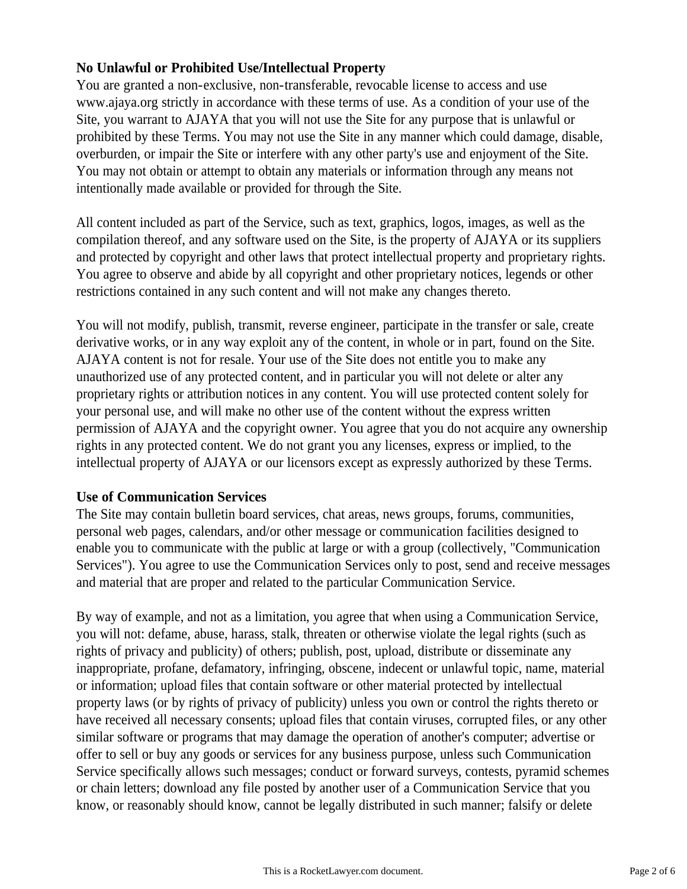**No Unlawful or Prohibited Use/Intellectual Property**

You are granted a non-exclusive, non-transferable, revocable license to access and use www.ajaya.org strictly in accordance with these terms of use. As a condition of your use of the Site, you warrant to AJAYA that you will not use the Site for any purpose that is unlawful or prohibited by these Terms. You may not use the Site in any manner which could damage, disable, overburden, or impair the Site or interfere with any other party's use and enjoyment of the Site. You may not obtain or attempt to obtain any materials or information through any means not intentionally made available or provided for through the Site.

All content included as part of the Service, such as text, graphics, logos, images, as well as the compilation thereof, and any software used on the Site, is the property of AJAYA or its suppliers and protected by copyright and other laws that protect intellectual property and proprietary rights. You agree to observe and abide by all copyright and other proprietary notices, legends or other restrictions contained in any such content and will not make any changes thereto.

You will not modify, publish, transmit, reverse engineer, participate in the transfer or sale, create derivative works, or in any way exploit any of the content, in whole or in part, found on the Site. AJAYA content is not for resale. Your use of the Site does not entitle you to make any unauthorized use of any protected content, and in particular you will not delete or alter any proprietary rights or attribution notices in any content. You will use protected content solely for your personal use, and will make no other use of the content without the express written permission of AJAYA and the copyright owner. You agree that you do not acquire any ownership rights in any protected content. We do not grant you any licenses, express or implied, to the intellectual property of AJAYA or our licensors except as expressly authorized by these Terms.

**Use of Communication Services**

The Site may contain bulletin board services, chat areas, news groups, forums, communities, personal web pages, calendars, and/or other message or communication facilities designed to enable you to communicate with the public at large or with a group (collectively, "Communication Services"). You agree to use the Communication Services only to post, send and receive messages and material that are proper and related to the particular Communication Service.

By way of example, and not as a limitation, you agree that when using a Communication Service, you will not: defame, abuse, harass, stalk, threaten or otherwise violate the legal rights (such as rights of privacy and publicity) of others; publish, post, upload, distribute or disseminate any inappropriate, profane, defamatory, infringing, obscene, indecent or unlawful topic, name, material or information; upload files that contain software or other material protected by intellectual property laws (or by rights of privacy of publicity) unless you own or control the rights thereto or have received all necessary consents; upload files that contain viruses, corrupted files, or any other similar software or programs that may damage the operation of another's computer; advertise or offer to sell or buy any goods or services for any business purpose, unless such Communication Service specifically allows such messages; conduct or forward surveys, contests, pyramid schemes or chain letters; download any file posted by another user of a Communication Service that you know, or reasonably should know, cannot be legally distributed in such manner; falsify or delete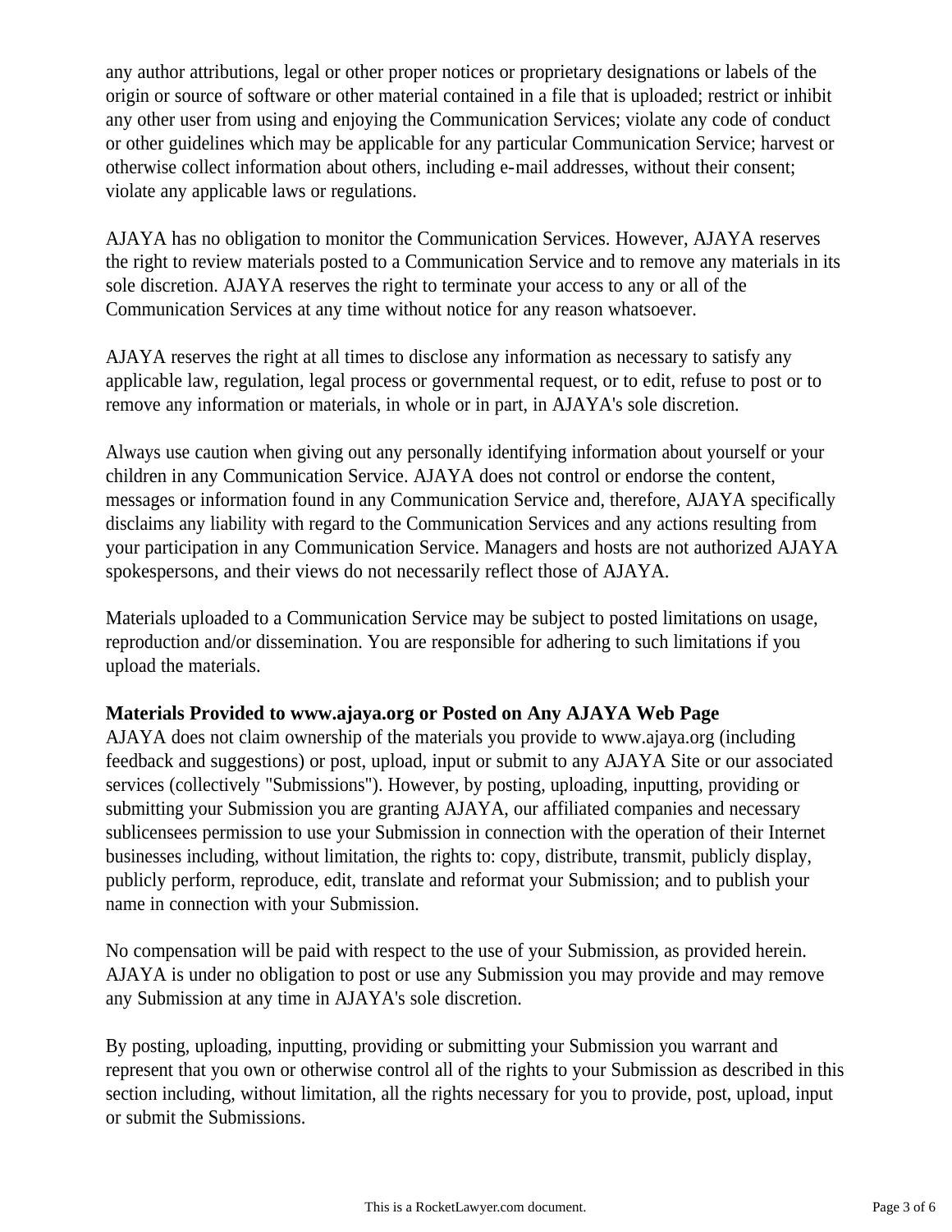any author attributions, legal or other proper notices or proprietary designations or labels of the origin or source of software or other material contained in a file that is uploaded; restrict or inhibit any other user from using and enjoying the Communication Services; violate any code of conduct or other guidelines which may be applicable for any particular Communication Service; harvest or otherwise collect information about others, including e-mail addresses, without their consent; violate any applicable laws or regulations.

AJAYA has no obligation to monitor the Communication Services. However, AJAYA reserves the right to review materials posted to a Communication Service and to remove any materials in its sole discretion. AJAYA reserves the right to terminate your access to any or all of the Communication Services at any time without notice for any reason whatsoever.

AJAYA reserves the right at all times to disclose any information as necessary to satisfy any applicable law, regulation, legal process or governmental request, or to edit, refuse to post or to remove any information or materials, in whole or in part, in AJAYA's sole discretion.

Always use caution when giving out any personally identifying information about yourself or your children in any Communication Service. AJAYA does not control or endorse the content, messages or information found in any Communication Service and, therefore, AJAYA specifically disclaims any liability with regard to the Communication Services and any actions resulting from your participation in any Communication Service. Managers and hosts are not authorized AJAYA spokespersons, and their views do not necessarily reflect those of AJAYA.

Materials uploaded to a Communication Service may be subject to posted limitations on usage, reproduction and/or dissemination. You are responsible for adhering to such limitations if you upload the materials.

**Materials Provided to www.ajaya.org or Posted on Any AJAYA Web Page**

AJAYA does not claim ownership of the materials you provide to www.ajaya.org (including feedback and suggestions) or post, upload, input or submit to any AJAYA Site or our associated services (collectively "Submissions"). However, by posting, uploading, inputting, providing or submitting your Submission you are granting AJAYA, our affiliated companies and necessary sublicensees permission to use your Submission in connection with the operation of their Internet businesses including, without limitation, the rights to: copy, distribute, transmit, publicly display, publicly perform, reproduce, edit, translate and reformat your Submission; and to publish your name in connection with your Submission.

No compensation will be paid with respect to the use of your Submission, as provided herein. AJAYA is under no obligation to post or use any Submission you may provide and may remove any Submission at any time in AJAYA's sole discretion.

By posting, uploading, inputting, providing or submitting your Submission you warrant and represent that you own or otherwise control all of the rights to your Submission as described in this section including, without limitation, all the rights necessary for you to provide, post, upload, input or submit the Submissions.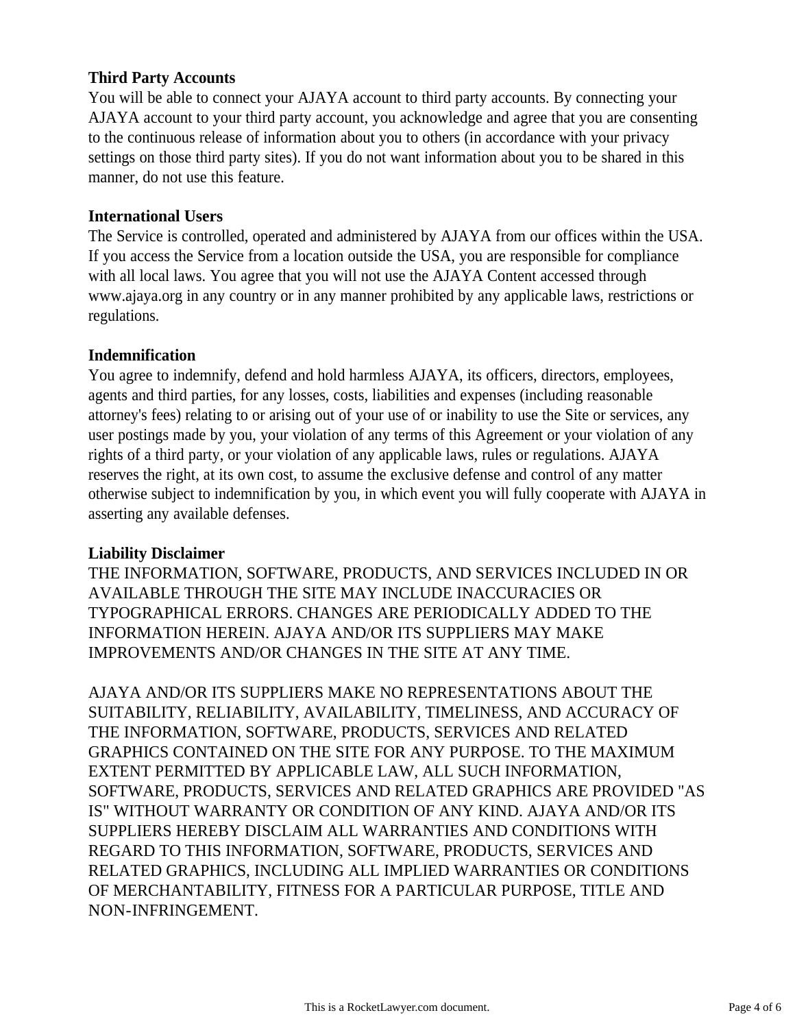**Third Party Accounts**

You will be able to connect your AJAYA account to third party accounts. By connecting your AJAYA account to your third party account, you acknowledge and agree that you are consenting to the continuous release of information about you to others (in accordance with your privacy settings on those third party sites). If you do not want information about you to be shared in this manner, do not use this feature.

**International Users**

The Service is controlled, operated and administered by AJAYA from our offices within the USA. If you access the Service from a location outside the USA, you are responsible for compliance with all local laws. You agree that you will not use the AJAYA Content accessed through www.ajaya.org in any country or in any manner prohibited by any applicable laws, restrictions or regulations.

**Indemnification**

You agree to indemnify, defend and hold harmless AJAYA, its officers, directors, employees, agents and third parties, for any losses, costs, liabilities and expenses (including reasonable attorney's fees) relating to or arising out of your use of or inability to use the Site or services, any user postings made by you, your violation of any terms of this Agreement or your violation of any rights of a third party, or your violation of any applicable laws, rules or regulations. AJAYA reserves the right, at its own cost, to assume the exclusive defense and control of any matter otherwise subject to indemnification by you, in which event you will fully cooperate with AJAYA in asserting any available defenses.

**Liability Disclaimer**

THE INFORMATION, SOFTWARE, PRODUCTS, AND SERVICES INCLUDED IN OR AVAILABLE THROUGH THE SITE MAY INCLUDE INACCURACIES OR TYPOGRAPHICAL ERRORS. CHANGES ARE PERIODICALLY ADDED TO THE INFORMATION HEREIN. AJAYA AND/OR ITS SUPPLIERS MAY MAKE IMPROVEMENTS AND/OR CHANGES IN THE SITE AT ANY TIME.

AJAYA AND/OR ITS SUPPLIERS MAKE NO REPRESENTATIONS ABOUT THE SUITABILITY, RELIABILITY, AVAILABILITY, TIMELINESS, AND ACCURACY OF THE INFORMATION, SOFTWARE, PRODUCTS, SERVICES AND RELATED GRAPHICS CONTAINED ON THE SITE FOR ANY PURPOSE. TO THE MAXIMUM EXTENT PERMITTED BY APPLICABLE LAW, ALL SUCH INFORMATION, SOFTWARE, PRODUCTS, SERVICES AND RELATED GRAPHICS ARE PROVIDED "AS IS" WITHOUT WARRANTY OR CONDITION OF ANY KIND. AJAYA AND/OR ITS SUPPLIERS HEREBY DISCLAIM ALL WARRANTIES AND CONDITIONS WITH REGARD TO THIS INFORMATION, SOFTWARE, PRODUCTS, SERVICES AND RELATED GRAPHICS, INCLUDING ALL IMPLIED WARRANTIES OR CONDITIONS OF MERCHANTABILITY, FITNESS FOR A PARTICULAR PURPOSE, TITLE AND NON-INFRINGEMENT.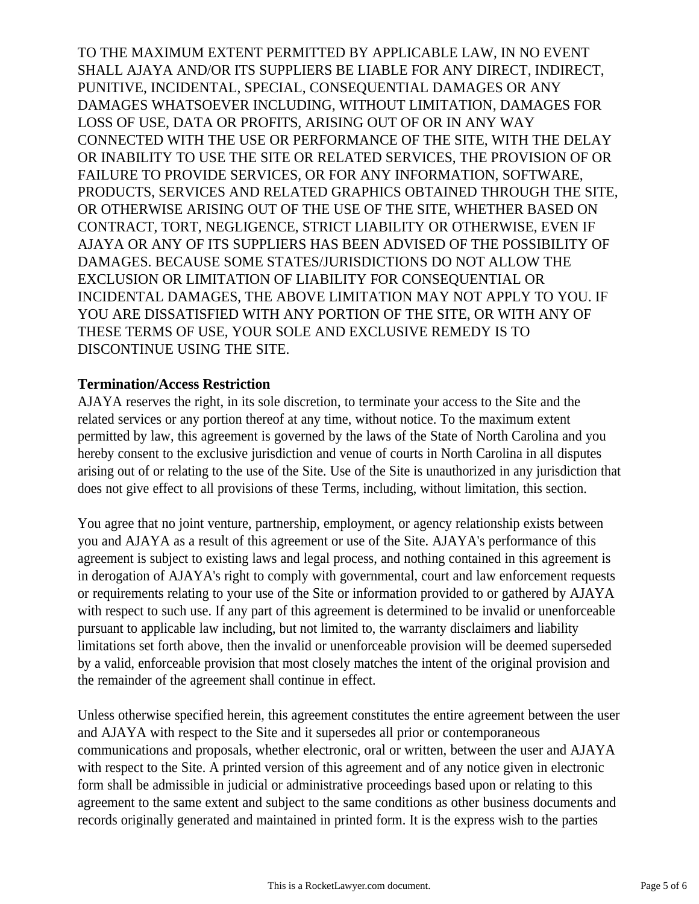TO THE MAXIMUM EXTENT PERMITTED BY APPLICABLE LAW, IN NO EVENT SHALL AJAYA AND/OR ITS SUPPLIERS BE LIABLE FOR ANY DIRECT, INDIRECT, PUNITIVE, INCIDENTAL, SPECIAL, CONSEQUENTIAL DAMAGES OR ANY DAMAGES WHATSOEVER INCLUDING, WITHOUT LIMITATION, DAMAGES FOR LOSS OF USE, DATA OR PROFITS, ARISING OUT OF OR IN ANY WAY CONNECTED WITH THE USE OR PERFORMANCE OF THE SITE, WITH THE DELAY OR INABILITY TO USE THE SITE OR RELATED SERVICES, THE PROVISION OF OR FAILURE TO PROVIDE SERVICES, OR FOR ANY INFORMATION, SOFTWARE, PRODUCTS, SERVICES AND RELATED GRAPHICS OBTAINED THROUGH THE SITE, OR OTHERWISE ARISING OUT OF THE USE OF THE SITE, WHETHER BASED ON CONTRACT, TORT, NEGLIGENCE, STRICT LIABILITY OR OTHERWISE, EVEN IF AJAYA OR ANY OF ITS SUPPLIERS HAS BEEN ADVISED OF THE POSSIBILITY OF DAMAGES. BECAUSE SOME STATES/JURISDICTIONS DO NOT ALLOW THE EXCLUSION OR LIMITATION OF LIABILITY FOR CONSEQUENTIAL OR INCIDENTAL DAMAGES, THE ABOVE LIMITATION MAY NOT APPLY TO YOU. IF YOU ARE DISSATISFIED WITH ANY PORTION OF THE SITE, OR WITH ANY OF THESE TERMS OF USE, YOUR SOLE AND EXCLUSIVE REMEDY IS TO DISCONTINUE USING THE SITE.

**Termination/Access Restriction**
AJAYA reserves the right, in its sole discretion, to terminate your access to the Site and the related services or any portion thereof at any time, without notice. To the maximum extent permitted by law, this agreement is governed by the laws of the State of North Carolina and you hereby consent to the exclusive jurisdiction and venue of courts in North Carolina in all disputes arising out of or relating to the use of the Site. Use of the Site is unauthorized in any jurisdiction that does not give effect to all provisions of these Terms, including, without limitation, this section.

You agree that no joint venture, partnership, employment, or agency relationship exists between you and AJAYA as a result of this agreement or use of the Site. AJAYA's performance of this agreement is subject to existing laws and legal process, and nothing contained in this agreement is in derogation of AJAYA's right to comply with governmental, court and law enforcement requests or requirements relating to your use of the Site or information provided to or gathered by AJAYA with respect to such use. If any part of this agreement is determined to be invalid or unenforceable pursuant to applicable law including, but not limited to, the warranty disclaimers and liability limitations set forth above, then the invalid or unenforceable provision will be deemed superseded by a valid, enforceable provision that most closely matches the intent of the original provision and the remainder of the agreement shall continue in effect.

Unless otherwise specified herein, this agreement constitutes the entire agreement between the user and AJAYA with respect to the Site and it supersedes all prior or contemporaneous communications and proposals, whether electronic, oral or written, between the user and AJAYA with respect to the Site. A printed version of this agreement and of any notice given in electronic form shall be admissible in judicial or administrative proceedings based upon or relating to this agreement to the same extent and subject to the same conditions as other business documents and records originally generated and maintained in printed form. It is the express wish to the parties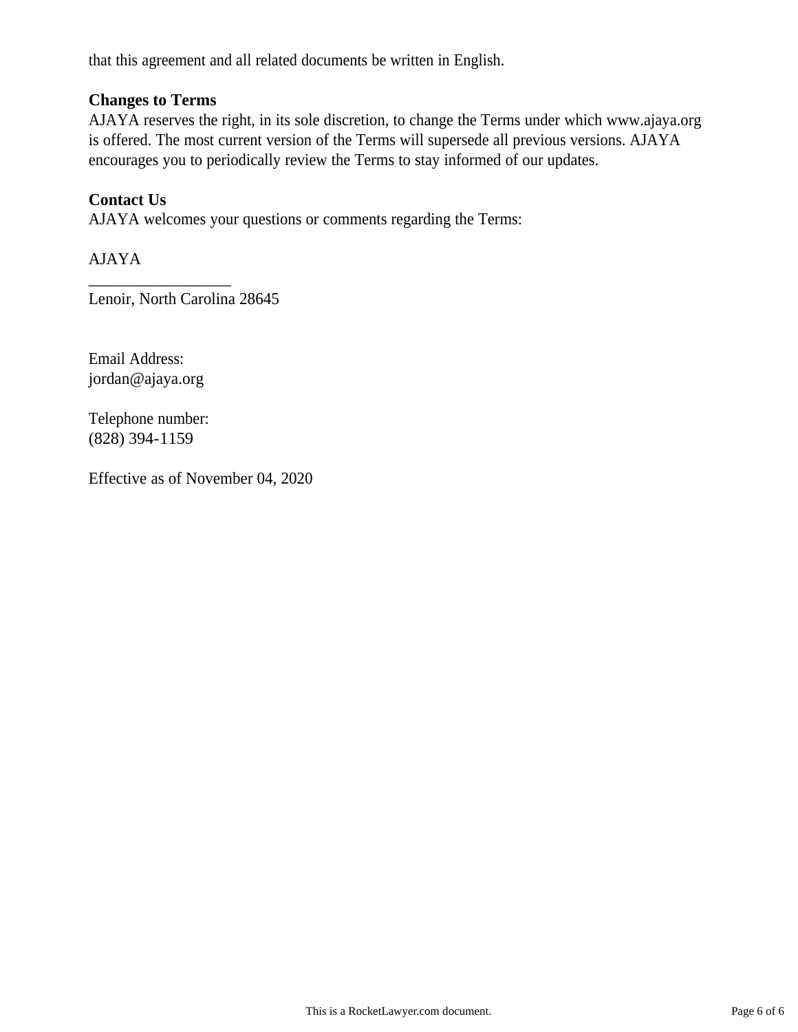that this agreement and all related documents be written in English.

**Changes to Terms**

AJAYA reserves the right, in its sole discretion, to change the Terms under which www.ajaya.org is offered. The most current version of the Terms will supersede all previous versions. AJAYA encourages you to periodically review the Terms to stay informed of our updates.

**Contact Us**

AJAYA welcomes your questions or comments regarding the Terms:

AJAYA
_________________
Lenoir, North Carolina 28645

Email Address:
jordan@ajaya.org

Telephone number:
(828) 394-1159

Effective as of November 04, 2020